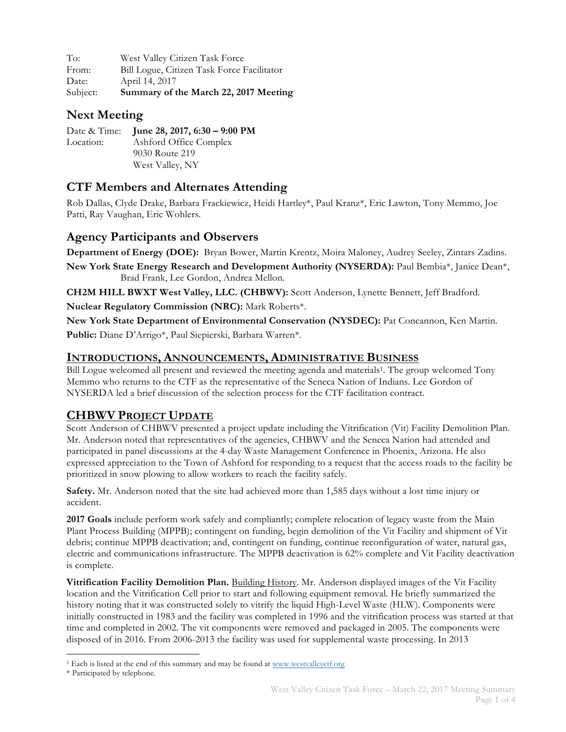To: West Valley Citizen Task Force
From: Bill Logue, Citizen Task Force Facilitator
Date: April 14, 2017
Subject: **Summary of the March 22, 2017 Meeting**

## Next Meeting

Date & Time: **June 28, 2017, 6:30 – 9:00 PM**
Location: Ashford Office Complex
9030 Route 219
West Valley, NY

## CTF Members and Alternates Attending

Rob Dallas, Clyde Drake, Barbara Frackiewicz, Heidi Hartley*, Paul Kranz*, Eric Lawton, Tony Memmo, Joe Patti, Ray Vaughan, Eric Wohlers.

## Agency Participants and Observers

**Department of Energy (DOE):** Bryan Bower, Martin Krentz, Moira Maloney, Audrey Seeley, Zintars Zadins.

**New York State Energy Research and Development Authority (NYSERDA):** Paul Bembia*, Janice Dean*, Brad Frank, Lee Gordon, Andrea Mellon.

**CH2M HILL BWXT West Valley, LLC. (CHBWV):** Scott Anderson, Lynette Bennett, Jeff Bradford.

**Nuclear Regulatory Commission (NRC):** Mark Roberts*.

**New York State Department of Environmental Conservation (NYSDEC):** Pat Concannon, Ken Martin.

**Public:** Diane D'Arrigo*, Paul Siepierski, Barbara Warren*.

## INTRODUCTIONS, ANNOUNCEMENTS, ADMINISTRATIVE BUSINESS

Bill Logue welcomed all present and reviewed the meeting agenda and materials[1]. The group welcomed Tony Memmo who returns to the CTF as the representative of the Seneca Nation of Indians. Lee Gordon of NYSERDA led a brief discussion of the selection process for the CTF facilitation contract.

## CHBWV PROJECT UPDATE

Scott Anderson of CHBWV presented a project update including the Vitrification (Vit) Facility Demolition Plan. Mr. Anderson noted that representatives of the agencies, CHBWV and the Seneca Nation had attended and participated in panel discussions at the 4-day Waste Management Conference in Phoenix, Arizona. He also expressed appreciation to the Town of Ashford for responding to a request that the access roads to the facility be prioritized in snow plowing to allow workers to reach the facility safely.

**Safety.** Mr. Anderson noted that the site had achieved more than 1,585 days without a lost time injury or accident.

**2017 Goals** include perform work safely and compliantly; complete relocation of legacy waste from the Main Plant Process Building (MPPB); contingent on funding, begin demolition of the Vit Facility and shipment of Vit debris; continue MPPB deactivation; and, contingent on funding, continue reconfiguration of water, natural gas, electric and communications infrastructure. The MPPB deactivation is 62% complete and Vit Facility deactivation is complete.

**Vitrification Facility Demolition Plan.** Building History. Mr. Anderson displayed images of the Vit Facility location and the Vitrification Cell prior to start and following equipment removal. He briefly summarized the history noting that it was constructed solely to vitrify the liquid High-Level Waste (HLW). Components were initially constructed in 1983 and the facility was completed in 1996 and the vitrification process was started at that time and completed in 2002. The vit components were removed and packaged in 2005. The components were disposed of in 2016. From 2006-2013 the facility was used for supplemental waste processing. In 2013

[1] Each is listed at the end of this summary and may be found at www.westvalleyctf.org

\* Participated by telephone.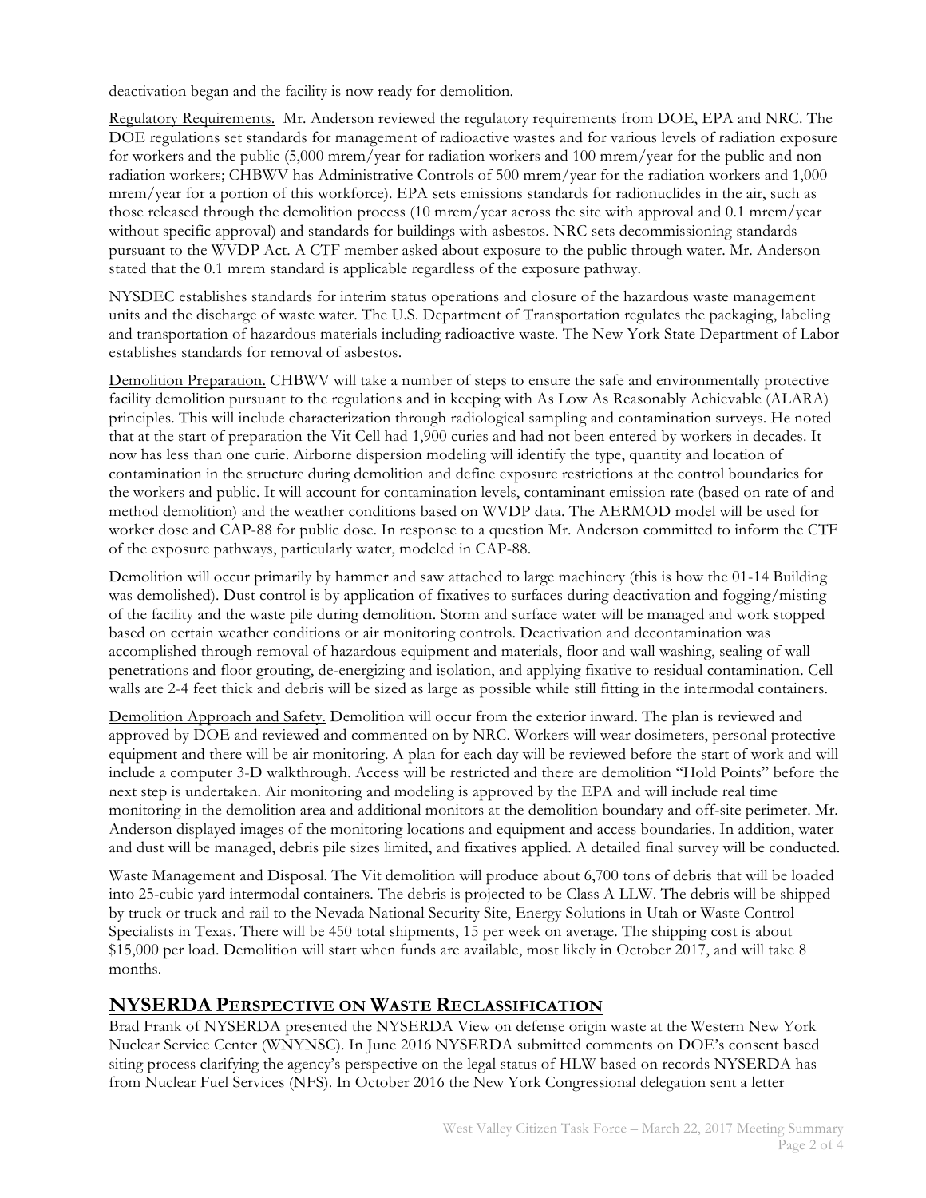deactivation began and the facility is now ready for demolition.

Regulatory Requirements. Mr. Anderson reviewed the regulatory requirements from DOE, EPA and NRC. The DOE regulations set standards for management of radioactive wastes and for various levels of radiation exposure for workers and the public (5,000 mrem/year for radiation workers and 100 mrem/year for the public and non radiation workers; CHBWV has Administrative Controls of 500 mrem/year for the radiation workers and 1,000 mrem/year for a portion of this workforce). EPA sets emissions standards for radionuclides in the air, such as those released through the demolition process (10 mrem/year across the site with approval and 0.1 mrem/year without specific approval) and standards for buildings with asbestos. NRC sets decommissioning standards pursuant to the WVDP Act. A CTF member asked about exposure to the public through water. Mr. Anderson stated that the 0.1 mrem standard is applicable regardless of the exposure pathway.

NYSDEC establishes standards for interim status operations and closure of the hazardous waste management units and the discharge of waste water. The U.S. Department of Transportation regulates the packaging, labeling and transportation of hazardous materials including radioactive waste. The New York State Department of Labor establishes standards for removal of asbestos.

Demolition Preparation. CHBWV will take a number of steps to ensure the safe and environmentally protective facility demolition pursuant to the regulations and in keeping with As Low As Reasonably Achievable (ALARA) principles. This will include characterization through radiological sampling and contamination surveys. He noted that at the start of preparation the Vit Cell had 1,900 curies and had not been entered by workers in decades. It now has less than one curie. Airborne dispersion modeling will identify the type, quantity and location of contamination in the structure during demolition and define exposure restrictions at the control boundaries for the workers and public. It will account for contamination levels, contaminant emission rate (based on rate of and method demolition) and the weather conditions based on WVDP data. The AERMOD model will be used for worker dose and CAP-88 for public dose. In response to a question Mr. Anderson committed to inform the CTF of the exposure pathways, particularly water, modeled in CAP-88.

Demolition will occur primarily by hammer and saw attached to large machinery (this is how the 01-14 Building was demolished). Dust control is by application of fixatives to surfaces during deactivation and fogging/misting of the facility and the waste pile during demolition. Storm and surface water will be managed and work stopped based on certain weather conditions or air monitoring controls. Deactivation and decontamination was accomplished through removal of hazardous equipment and materials, floor and wall washing, sealing of wall penetrations and floor grouting, de-energizing and isolation, and applying fixative to residual contamination. Cell walls are 2-4 feet thick and debris will be sized as large as possible while still fitting in the intermodal containers.

Demolition Approach and Safety. Demolition will occur from the exterior inward. The plan is reviewed and approved by DOE and reviewed and commented on by NRC. Workers will wear dosimeters, personal protective equipment and there will be air monitoring. A plan for each day will be reviewed before the start of work and will include a computer 3-D walkthrough. Access will be restricted and there are demolition "Hold Points" before the next step is undertaken. Air monitoring and modeling is approved by the EPA and will include real time monitoring in the demolition area and additional monitors at the demolition boundary and off-site perimeter. Mr. Anderson displayed images of the monitoring locations and equipment and access boundaries. In addition, water and dust will be managed, debris pile sizes limited, and fixatives applied. A detailed final survey will be conducted.

Waste Management and Disposal. The Vit demolition will produce about 6,700 tons of debris that will be loaded into 25-cubic yard intermodal containers. The debris is projected to be Class A LLW. The debris will be shipped by truck or truck and rail to the Nevada National Security Site, Energy Solutions in Utah or Waste Control Specialists in Texas. There will be 450 total shipments, 15 per week on average. The shipping cost is about $15,000 per load. Demolition will start when funds are available, most likely in October 2017, and will take 8 months.

## NYSERDA PERSPECTIVE ON WASTE RECLASSIFICATION

Brad Frank of NYSERDA presented the NYSERDA View on defense origin waste at the Western New York Nuclear Service Center (WNYNSC). In June 2016 NYSERDA submitted comments on DOE's consent based siting process clarifying the agency's perspective on the legal status of HLW based on records NYSERDA has from Nuclear Fuel Services (NFS). In October 2016 the New York Congressional delegation sent a letter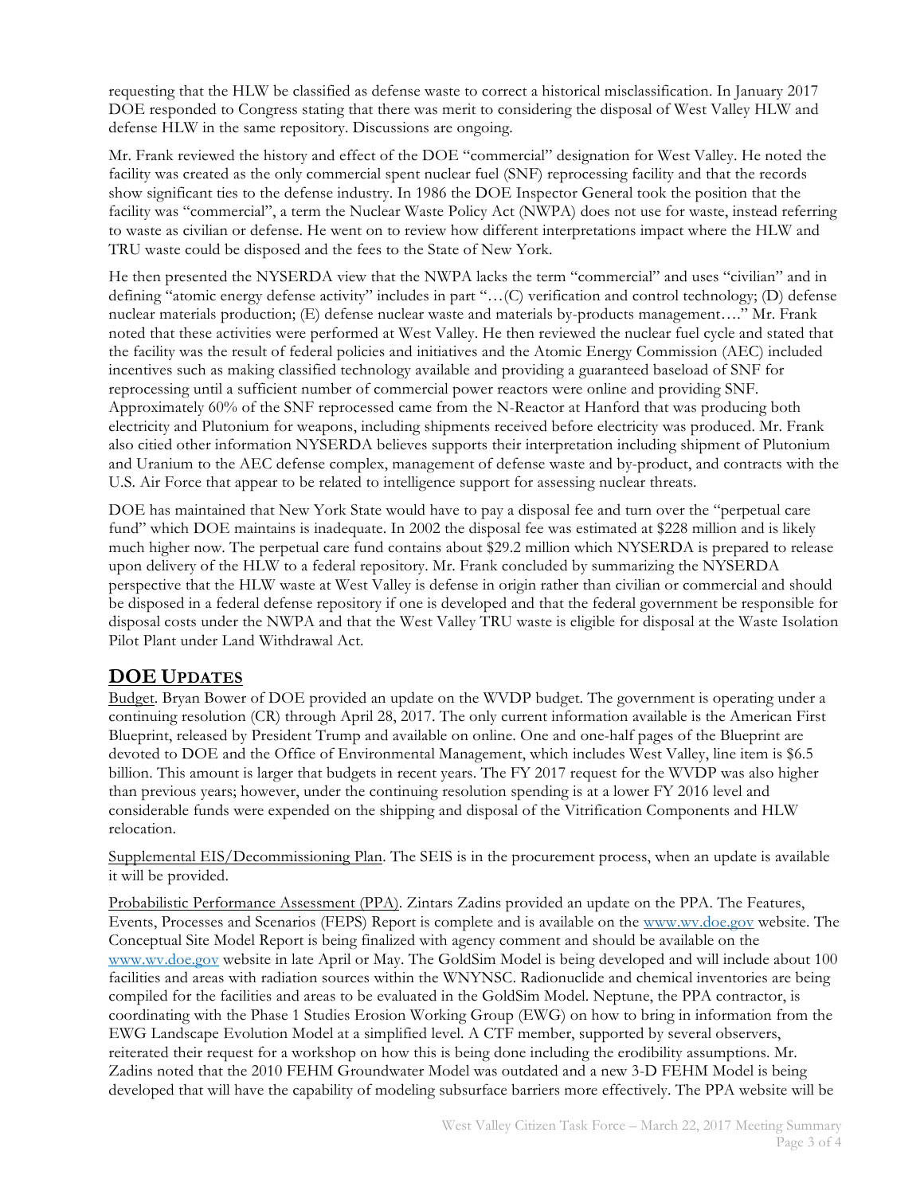requesting that the HLW be classified as defense waste to correct a historical misclassification. In January 2017 DOE responded to Congress stating that there was merit to considering the disposal of West Valley HLW and defense HLW in the same repository. Discussions are ongoing.

Mr. Frank reviewed the history and effect of the DOE "commercial" designation for West Valley. He noted the facility was created as the only commercial spent nuclear fuel (SNF) reprocessing facility and that the records show significant ties to the defense industry. In 1986 the DOE Inspector General took the position that the facility was "commercial", a term the Nuclear Waste Policy Act (NWPA) does not use for waste, instead referring to waste as civilian or defense. He went on to review how different interpretations impact where the HLW and TRU waste could be disposed and the fees to the State of New York.

He then presented the NYSERDA view that the NWPA lacks the term "commercial" and uses "civilian" and in defining "atomic energy defense activity" includes in part "…(C) verification and control technology; (D) defense nuclear materials production; (E) defense nuclear waste and materials by-products management…." Mr. Frank noted that these activities were performed at West Valley. He then reviewed the nuclear fuel cycle and stated that the facility was the result of federal policies and initiatives and the Atomic Energy Commission (AEC) included incentives such as making classified technology available and providing a guaranteed baseload of SNF for reprocessing until a sufficient number of commercial power reactors were online and providing SNF. Approximately 60% of the SNF reprocessed came from the N-Reactor at Hanford that was producing both electricity and Plutonium for weapons, including shipments received before electricity was produced. Mr. Frank also citied other information NYSERDA believes supports their interpretation including shipment of Plutonium and Uranium to the AEC defense complex, management of defense waste and by-product, and contracts with the U.S. Air Force that appear to be related to intelligence support for assessing nuclear threats.

DOE has maintained that New York State would have to pay a disposal fee and turn over the "perpetual care fund" which DOE maintains is inadequate. In 2002 the disposal fee was estimated at $228 million and is likely much higher now. The perpetual care fund contains about $29.2 million which NYSERDA is prepared to release upon delivery of the HLW to a federal repository. Mr. Frank concluded by summarizing the NYSERDA perspective that the HLW waste at West Valley is defense in origin rather than civilian or commercial and should be disposed in a federal defense repository if one is developed and that the federal government be responsible for disposal costs under the NWPA and that the West Valley TRU waste is eligible for disposal at the Waste Isolation Pilot Plant under Land Withdrawal Act.

## DOE UPDATES

Budget. Bryan Bower of DOE provided an update on the WVDP budget. The government is operating under a continuing resolution (CR) through April 28, 2017. The only current information available is the American First Blueprint, released by President Trump and available on online. One and one-half pages of the Blueprint are devoted to DOE and the Office of Environmental Management, which includes West Valley, line item is $6.5 billion. This amount is larger that budgets in recent years. The FY 2017 request for the WVDP was also higher than previous years; however, under the continuing resolution spending is at a lower FY 2016 level and considerable funds were expended on the shipping and disposal of the Vitrification Components and HLW relocation.

Supplemental EIS/Decommissioning Plan. The SEIS is in the procurement process, when an update is available it will be provided.

Probabilistic Performance Assessment (PPA). Zintars Zadins provided an update on the PPA. The Features, Events, Processes and Scenarios (FEPS) Report is complete and is available on the www.wv.doe.gov website. The Conceptual Site Model Report is being finalized with agency comment and should be available on the www.wv.doe.gov website in late April or May. The GoldSim Model is being developed and will include about 100 facilities and areas with radiation sources within the WNYNSC. Radionuclide and chemical inventories are being compiled for the facilities and areas to be evaluated in the GoldSim Model. Neptune, the PPA contractor, is coordinating with the Phase 1 Studies Erosion Working Group (EWG) on how to bring in information from the EWG Landscape Evolution Model at a simplified level. A CTF member, supported by several observers, reiterated their request for a workshop on how this is being done including the erodibility assumptions. Mr. Zadins noted that the 2010 FEHM Groundwater Model was outdated and a new 3-D FEHM Model is being developed that will have the capability of modeling subsurface barriers more effectively. The PPA website will be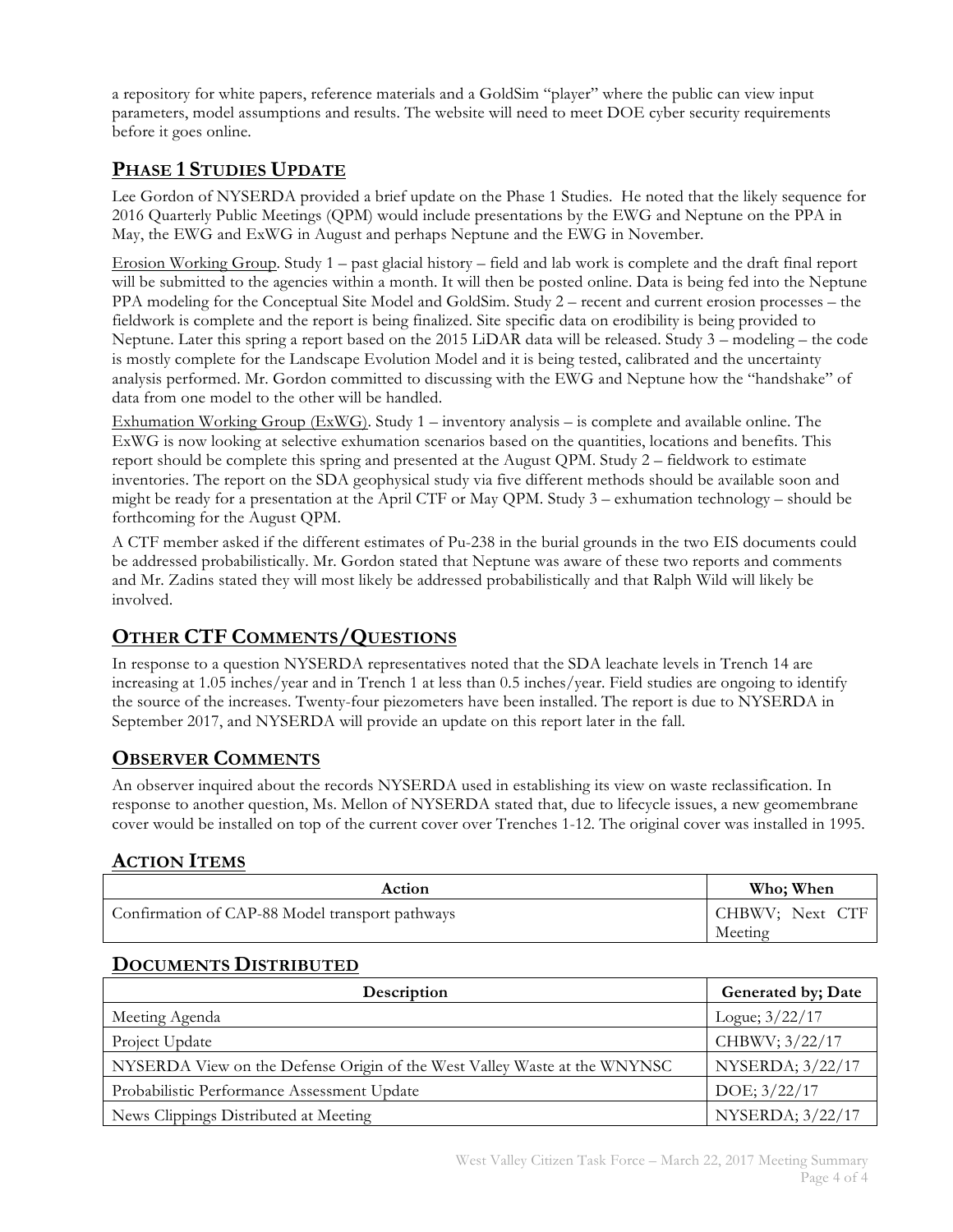a repository for white papers, reference materials and a GoldSim "player" where the public can view input parameters, model assumptions and results. The website will need to meet DOE cyber security requirements before it goes online.

## Phase 1 Studies Update

Lee Gordon of NYSERDA provided a brief update on the Phase 1 Studies. He noted that the likely sequence for 2016 Quarterly Public Meetings (QPM) would include presentations by the EWG and Neptune on the PPA in May, the EWG and ExWG in August and perhaps Neptune and the EWG in November.

Erosion Working Group. Study 1 – past glacial history – field and lab work is complete and the draft final report will be submitted to the agencies within a month. It will then be posted online. Data is being fed into the Neptune PPA modeling for the Conceptual Site Model and GoldSim. Study 2 – recent and current erosion processes – the fieldwork is complete and the report is being finalized. Site specific data on erodibility is being provided to Neptune. Later this spring a report based on the 2015 LiDAR data will be released. Study 3 – modeling – the code is mostly complete for the Landscape Evolution Model and it is being tested, calibrated and the uncertainty analysis performed. Mr. Gordon committed to discussing with the EWG and Neptune how the "handshake" of data from one model to the other will be handled.

Exhumation Working Group (ExWG). Study 1 – inventory analysis – is complete and available online. The ExWG is now looking at selective exhumation scenarios based on the quantities, locations and benefits. This report should be complete this spring and presented at the August QPM. Study 2 – fieldwork to estimate inventories. The report on the SDA geophysical study via five different methods should be available soon and might be ready for a presentation at the April CTF or May QPM. Study 3 – exhumation technology – should be forthcoming for the August QPM.

A CTF member asked if the different estimates of Pu-238 in the burial grounds in the two EIS documents could be addressed probabilistically. Mr. Gordon stated that Neptune was aware of these two reports and comments and Mr. Zadins stated they will most likely be addressed probabilistically and that Ralph Wild will likely be involved.

## Other CTF Comments/Questions

In response to a question NYSERDA representatives noted that the SDA leachate levels in Trench 14 are increasing at 1.05 inches/year and in Trench 1 at less than 0.5 inches/year. Field studies are ongoing to identify the source of the increases. Twenty-four piezometers have been installed. The report is due to NYSERDA in September 2017, and NYSERDA will provide an update on this report later in the fall.

## Observer Comments

An observer inquired about the records NYSERDA used in establishing its view on waste reclassification. In response to another question, Ms. Mellon of NYSERDA stated that, due to lifecycle issues, a new geomembrane cover would be installed on top of the current cover over Trenches 1-12. The original cover was installed in 1995.

## Action Items

| Action | Who; When |
|---|---|
| Confirmation of CAP-88 Model transport pathways | CHBWV; Next CTF Meeting |

## Documents Distributed

| Description | Generated by; Date |
|---|---|
| Meeting Agenda | Logue; 3/22/17 |
| Project Update | CHBWV; 3/22/17 |
| NYSERDA View on the Defense Origin of the West Valley Waste at the WNYNSC | NYSERDA; 3/22/17 |
| Probabilistic Performance Assessment Update | DOE; 3/22/17 |
| News Clippings Distributed at Meeting | NYSERDA; 3/22/17 |